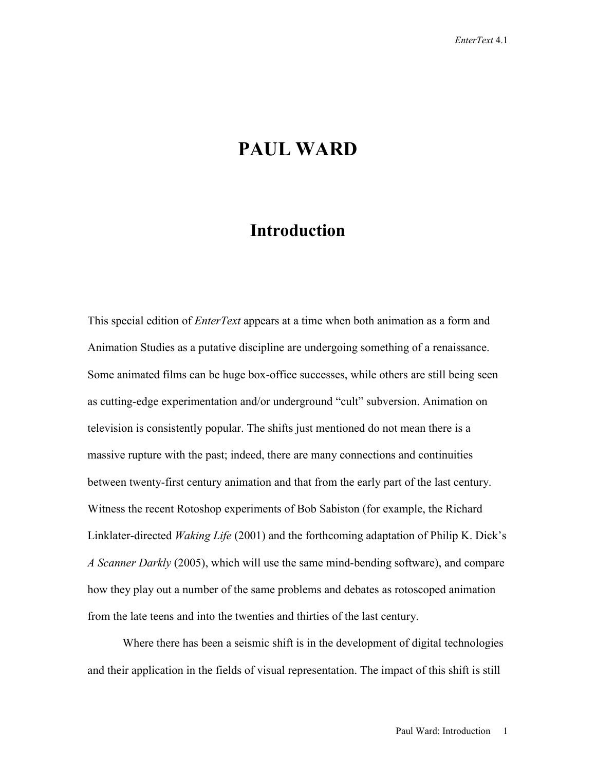# PAUL WARD

## Introduction

This special edition of *EnterText* appears at a time when both animation as a form and Animation Studies as a putative discipline are undergoing something of a renaissance. Some animated films can be huge box-office successes, while others are still being seen as cutting-edge experimentation and/or underground "cult" subversion. Animation on television is consistently popular. The shifts just mentioned do not mean there is a massive rupture with the past; indeed, there are many connections and continuities between twenty-first century animation and that from the early part of the last century. Witness the recent Rotoshop experiments of Bob Sabiston (for example, the Richard Linklater-directed *Waking Life* (2001) and the forthcoming adaptation of Philip K. Dick's *A Scanner Darkly* (2005), which will use the same mind-bending software), and compare how they play out a number of the same problems and debates as rotoscoped animation from the late teens and into the twenties and thirties of the last century.

Where there has been a seismic shift is in the development of digital technologies and their application in the fields of visual representation. The impact of this shift is still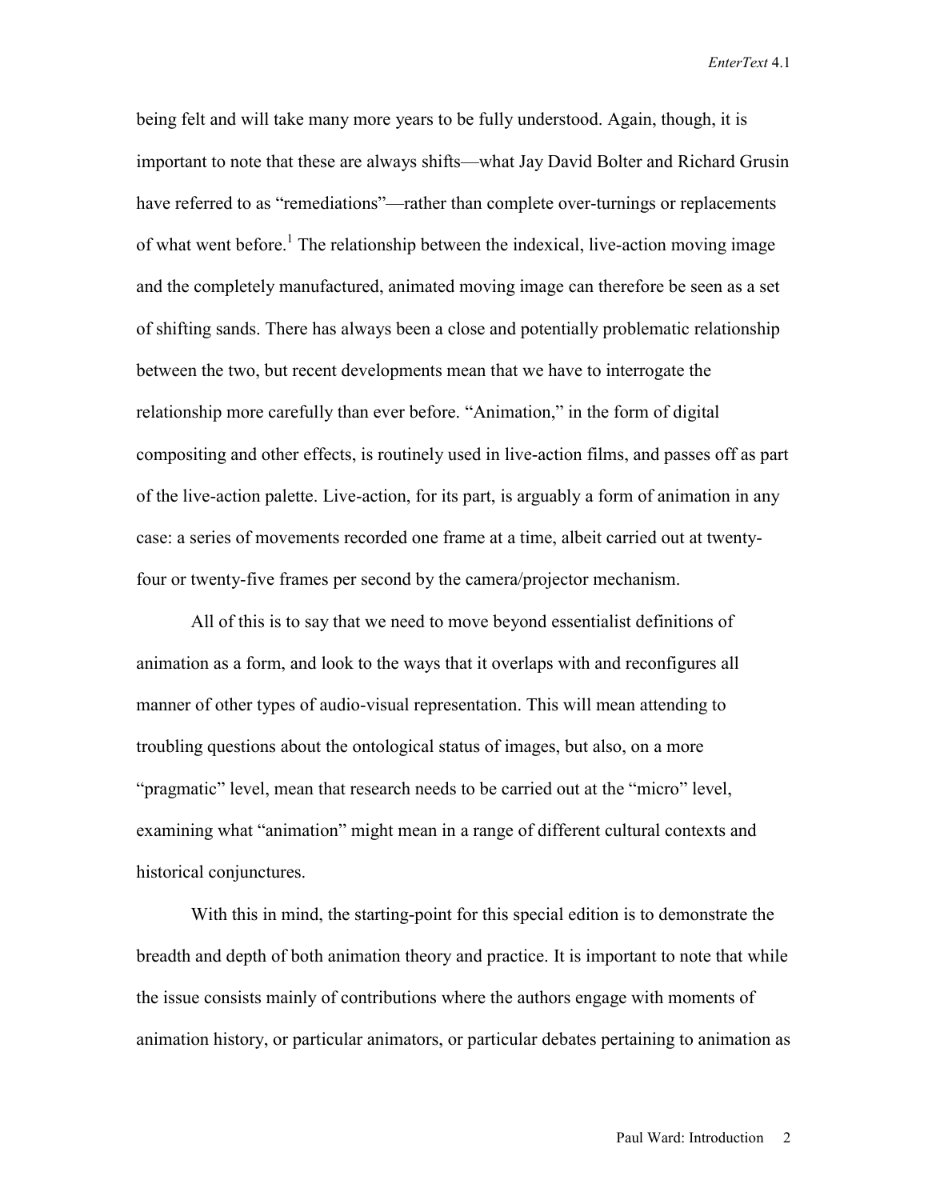being felt and will take many more years to be fully understood. Again, though, it is important to note that these are always shifts—what Jay David Bolter and Richard Grusin have referred to as "remediations"—rather than complete over-turnings or replacements of what went before.[1] The relationship between the indexical, live-action moving image and the completely manufactured, animated moving image can therefore be seen as a set of shifting sands. There has always been a close and potentially problematic relationship between the two, but recent developments mean that we have to interrogate the relationship more carefully than ever before. "Animation," in the form of digital compositing and other effects, is routinely used in live-action films, and passes off as part of the live-action palette. Live-action, for its part, is arguably a form of animation in any case: a series of movements recorded one frame at a time, albeit carried out at twenty-four or twenty-five frames per second by the camera/projector mechanism.

All of this is to say that we need to move beyond essentialist definitions of animation as a form, and look to the ways that it overlaps with and reconfigures all manner of other types of audio-visual representation. This will mean attending to troubling questions about the ontological status of images, but also, on a more "pragmatic" level, mean that research needs to be carried out at the "micro" level, examining what "animation" might mean in a range of different cultural contexts and historical conjunctures.

With this in mind, the starting-point for this special edition is to demonstrate the breadth and depth of both animation theory and practice. It is important to note that while the issue consists mainly of contributions where the authors engage with moments of animation history, or particular animators, or particular debates pertaining to animation as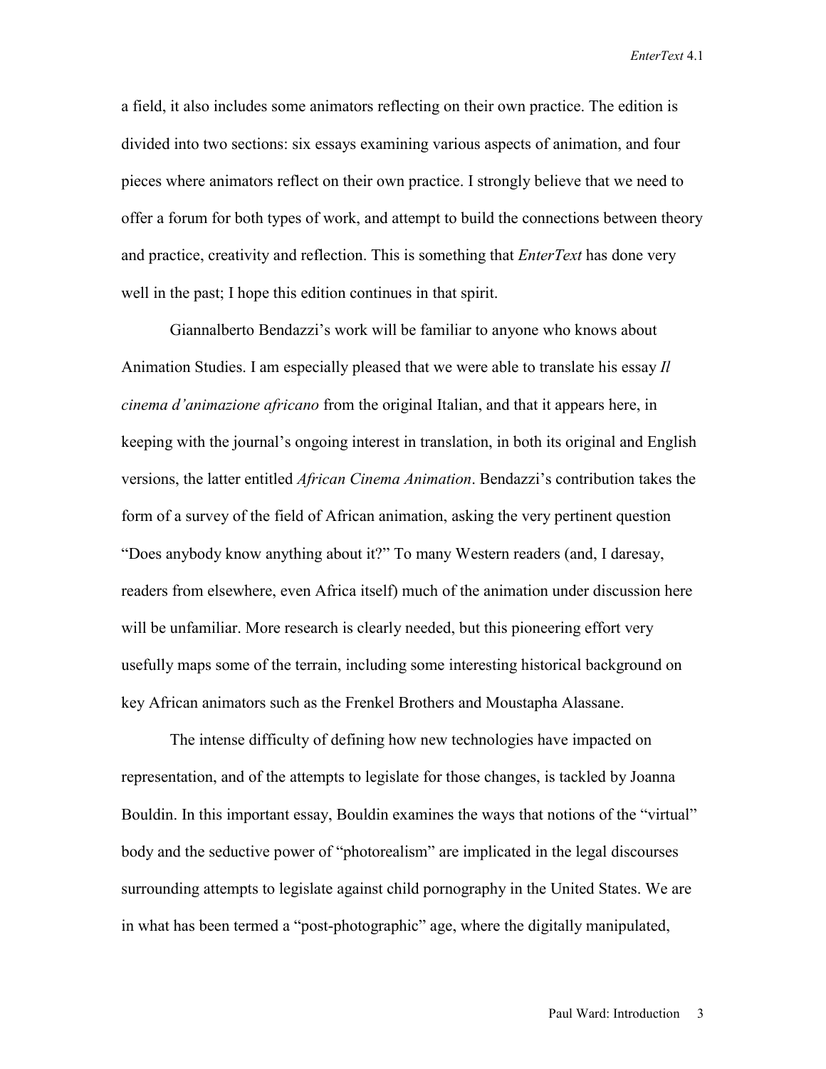a field, it also includes some animators reflecting on their own practice. The edition is divided into two sections: six essays examining various aspects of animation, and four pieces where animators reflect on their own practice. I strongly believe that we need to offer a forum for both types of work, and attempt to build the connections between theory and practice, creativity and reflection. This is something that *EnterText* has done very well in the past; I hope this edition continues in that spirit.

Giannalberto Bendazzi's work will be familiar to anyone who knows about Animation Studies. I am especially pleased that we were able to translate his essay *Il cinema d'animazione africano* from the original Italian, and that it appears here, in keeping with the journal's ongoing interest in translation, in both its original and English versions, the latter entitled *African Cinema Animation*. Bendazzi's contribution takes the form of a survey of the field of African animation, asking the very pertinent question "Does anybody know anything about it?" To many Western readers (and, I daresay, readers from elsewhere, even Africa itself) much of the animation under discussion here will be unfamiliar. More research is clearly needed, but this pioneering effort very usefully maps some of the terrain, including some interesting historical background on key African animators such as the Frenkel Brothers and Moustapha Alassane.

The intense difficulty of defining how new technologies have impacted on representation, and of the attempts to legislate for those changes, is tackled by Joanna Bouldin. In this important essay, Bouldin examines the ways that notions of the "virtual" body and the seductive power of "photorealism" are implicated in the legal discourses surrounding attempts to legislate against child pornography in the United States. We are in what has been termed a "post-photographic" age, where the digitally manipulated,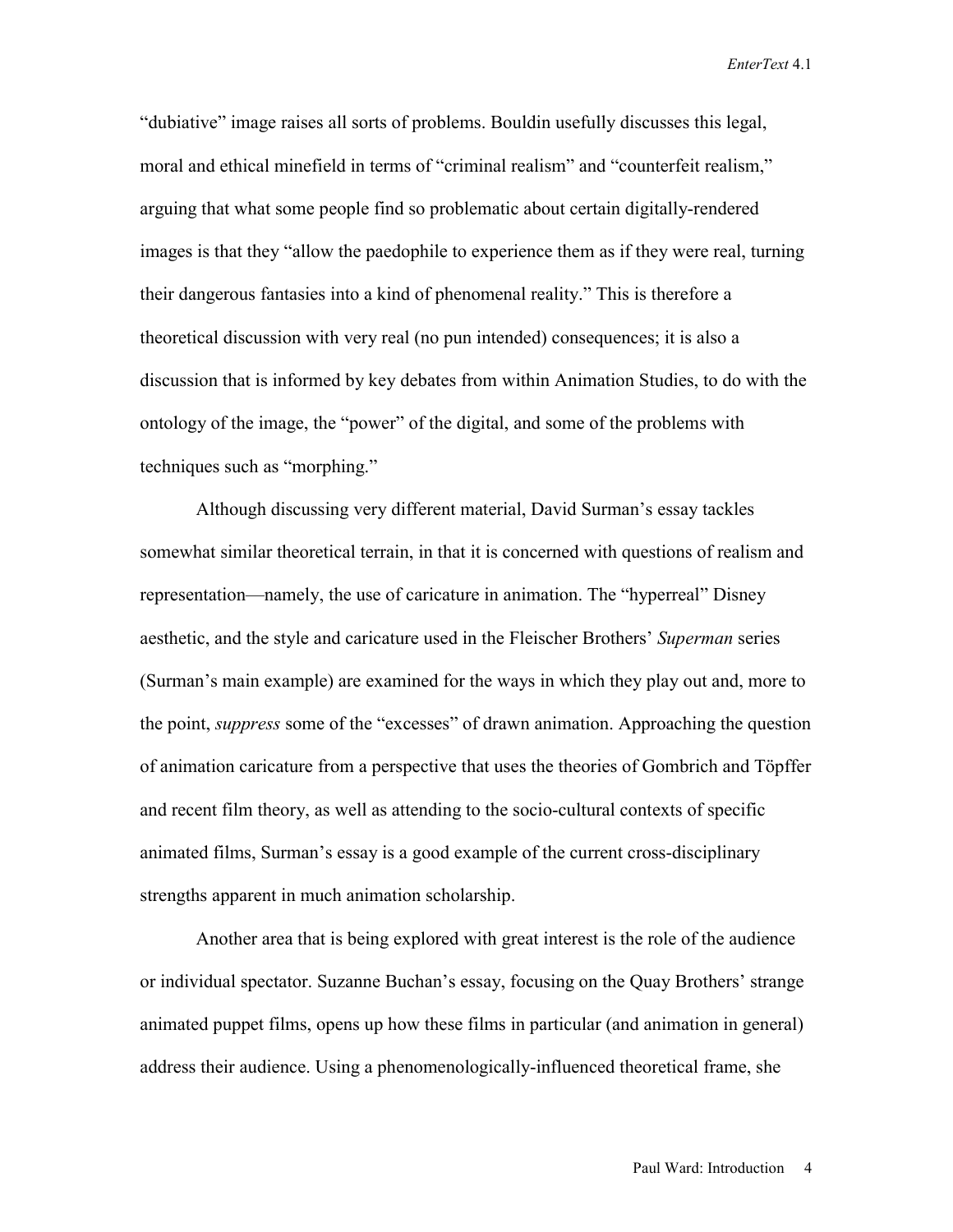"dubiative" image raises all sorts of problems. Bouldin usefully discusses this legal, moral and ethical minefield in terms of "criminal realism" and "counterfeit realism," arguing that what some people find so problematic about certain digitally-rendered images is that they "allow the paedophile to experience them as if they were real, turning their dangerous fantasies into a kind of phenomenal reality." This is therefore a theoretical discussion with very real (no pun intended) consequences; it is also a discussion that is informed by key debates from within Animation Studies, to do with the ontology of the image, the "power" of the digital, and some of the problems with techniques such as "morphing."

Although discussing very different material, David Surman's essay tackles somewhat similar theoretical terrain, in that it is concerned with questions of realism and representation—namely, the use of caricature in animation. The "hyperreal" Disney aesthetic, and the style and caricature used in the Fleischer Brothers' *Superman* series (Surman's main example) are examined for the ways in which they play out and, more to the point, *suppress* some of the "excesses" of drawn animation. Approaching the question of animation caricature from a perspective that uses the theories of Gombrich and Töpffer and recent film theory, as well as attending to the socio-cultural contexts of specific animated films, Surman's essay is a good example of the current cross-disciplinary strengths apparent in much animation scholarship.

Another area that is being explored with great interest is the role of the audience or individual spectator. Suzanne Buchan's essay, focusing on the Quay Brothers' strange animated puppet films, opens up how these films in particular (and animation in general) address their audience. Using a phenomenologically-influenced theoretical frame, she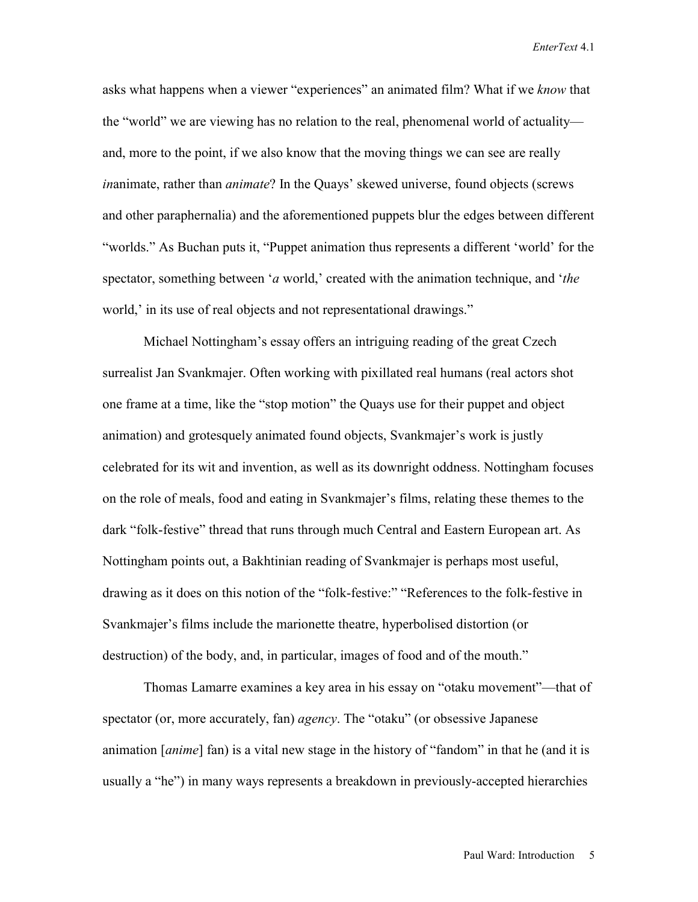asks what happens when a viewer "experiences" an animated film? What if we *know* that the "world" we are viewing has no relation to the real, phenomenal world of actuality—and, more to the point, if we also know that the moving things we can see are really *in*animate, rather than *animate*? In the Quays' skewed universe, found objects (screws and other paraphernalia) and the aforementioned puppets blur the edges between different "worlds." As Buchan puts it, "Puppet animation thus represents a different 'world' for the spectator, something between '*a* world,' created with the animation technique, and '*the* world,' in its use of real objects and not representational drawings."

Michael Nottingham's essay offers an intriguing reading of the great Czech surrealist Jan Svankmajer. Often working with pixillated real humans (real actors shot one frame at a time, like the "stop motion" the Quays use for their puppet and object animation) and grotesquely animated found objects, Svankmajer's work is justly celebrated for its wit and invention, as well as its downright oddness. Nottingham focuses on the role of meals, food and eating in Svankmajer's films, relating these themes to the dark "folk-festive" thread that runs through much Central and Eastern European art. As Nottingham points out, a Bakhtinian reading of Svankmajer is perhaps most useful, drawing as it does on this notion of the "folk-festive:" "References to the folk-festive in Svankmajer's films include the marionette theatre, hyperbolised distortion (or destruction) of the body, and, in particular, images of food and of the mouth."

Thomas Lamarre examines a key area in his essay on "otaku movement"—that of spectator (or, more accurately, fan) *agency*. The "otaku" (or obsessive Japanese animation [*anime*] fan) is a vital new stage in the history of "fandom" in that he (and it is usually a "he") in many ways represents a breakdown in previously-accepted hierarchies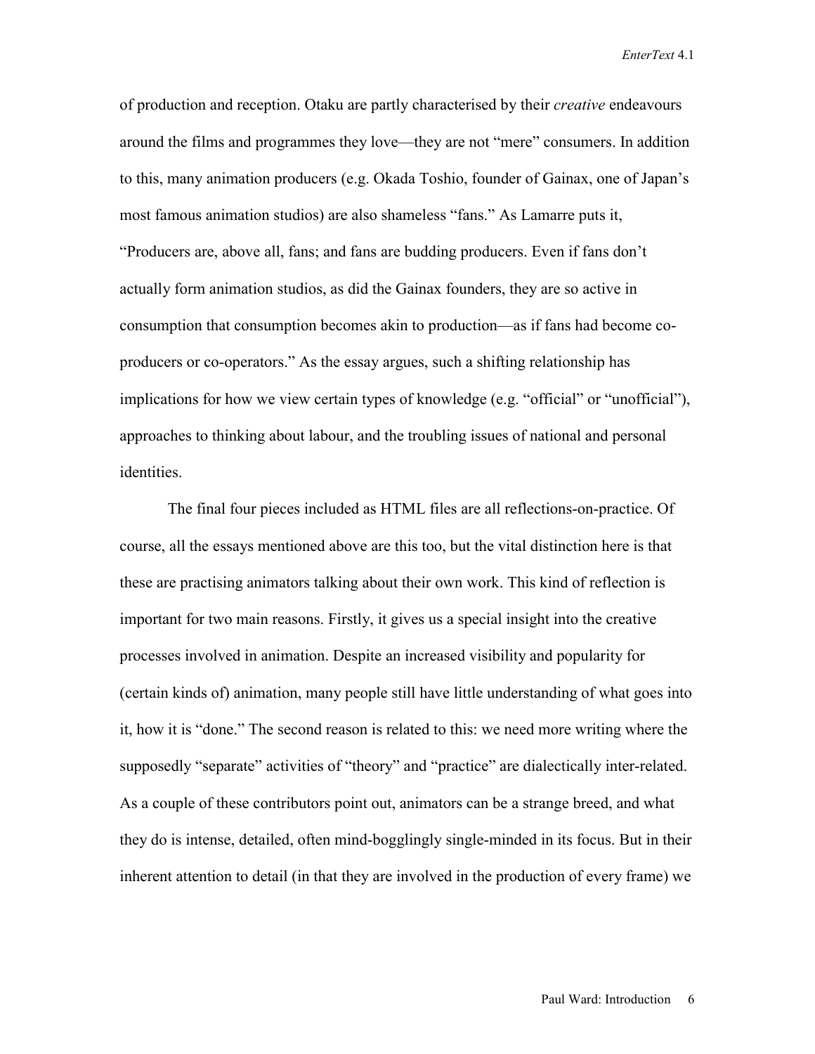of production and reception. Otaku are partly characterised by their *creative* endeavours around the films and programmes they love—they are not "mere" consumers. In addition to this, many animation producers (e.g. Okada Toshio, founder of Gainax, one of Japan's most famous animation studios) are also shameless "fans." As Lamarre puts it, "Producers are, above all, fans; and fans are budding producers. Even if fans don't actually form animation studios, as did the Gainax founders, they are so active in consumption that consumption becomes akin to production—as if fans had become co-producers or co-operators." As the essay argues, such a shifting relationship has implications for how we view certain types of knowledge (e.g. "official" or "unofficial"), approaches to thinking about labour, and the troubling issues of national and personal identities.

The final four pieces included as HTML files are all reflections-on-practice. Of course, all the essays mentioned above are this too, but the vital distinction here is that these are practising animators talking about their own work. This kind of reflection is important for two main reasons. Firstly, it gives us a special insight into the creative processes involved in animation. Despite an increased visibility and popularity for (certain kinds of) animation, many people still have little understanding of what goes into it, how it is "done." The second reason is related to this: we need more writing where the supposedly "separate" activities of "theory" and "practice" are dialectically inter-related. As a couple of these contributors point out, animators can be a strange breed, and what they do is intense, detailed, often mind-bogglingly single-minded in its focus. But in their inherent attention to detail (in that they are involved in the production of every frame) we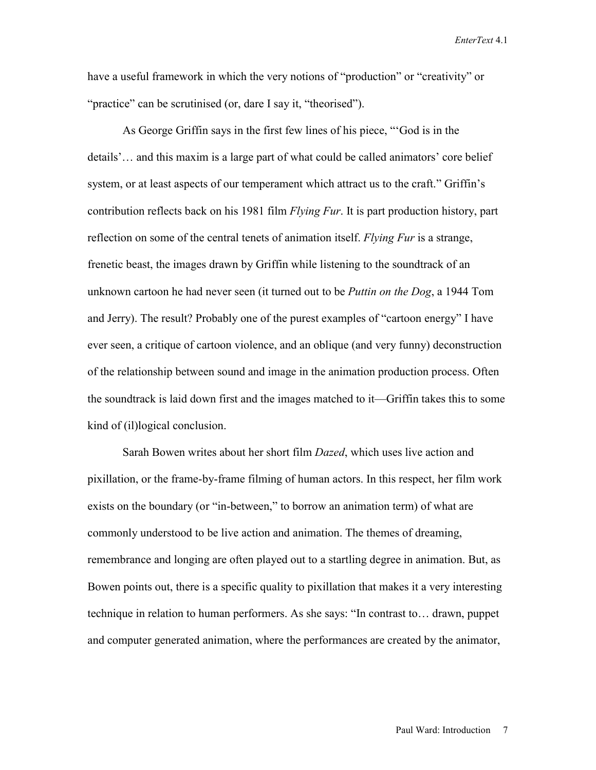have a useful framework in which the very notions of "production" or "creativity" or "practice" can be scrutinised (or, dare I say it, "theorised").

As George Griffin says in the first few lines of his piece, "'God is in the details'… and this maxim is a large part of what could be called animators' core belief system, or at least aspects of our temperament which attract us to the craft." Griffin's contribution reflects back on his 1981 film *Flying Fur*. It is part production history, part reflection on some of the central tenets of animation itself. *Flying Fur* is a strange, frenetic beast, the images drawn by Griffin while listening to the soundtrack of an unknown cartoon he had never seen (it turned out to be *Puttin on the Dog*, a 1944 Tom and Jerry). The result? Probably one of the purest examples of "cartoon energy" I have ever seen, a critique of cartoon violence, and an oblique (and very funny) deconstruction of the relationship between sound and image in the animation production process. Often the soundtrack is laid down first and the images matched to it—Griffin takes this to some kind of (il)logical conclusion.

Sarah Bowen writes about her short film *Dazed*, which uses live action and pixillation, or the frame-by-frame filming of human actors. In this respect, her film work exists on the boundary (or "in-between," to borrow an animation term) of what are commonly understood to be live action and animation. The themes of dreaming, remembrance and longing are often played out to a startling degree in animation. But, as Bowen points out, there is a specific quality to pixillation that makes it a very interesting technique in relation to human performers. As she says: "In contrast to… drawn, puppet and computer generated animation, where the performances are created by the animator,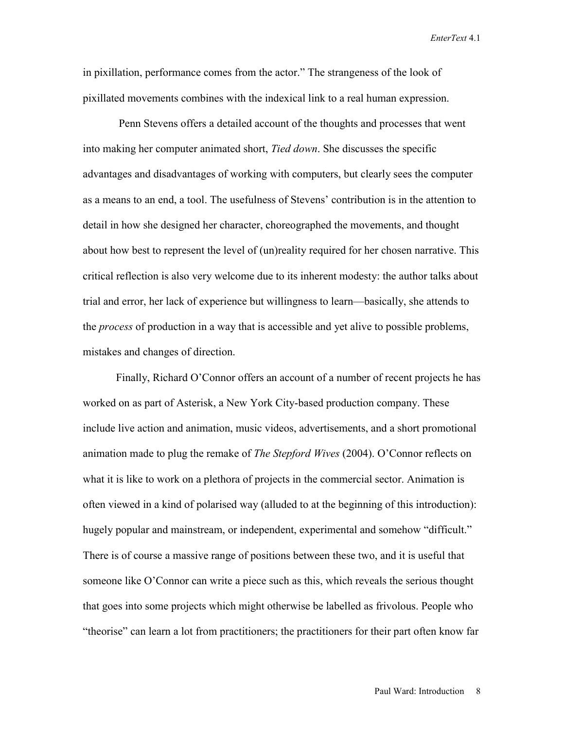in pixillation, performance comes from the actor." The strangeness of the look of pixillated movements combines with the indexical link to a real human expression.

Penn Stevens offers a detailed account of the thoughts and processes that went into making her computer animated short, *Tied down*. She discusses the specific advantages and disadvantages of working with computers, but clearly sees the computer as a means to an end, a tool. The usefulness of Stevens' contribution is in the attention to detail in how she designed her character, choreographed the movements, and thought about how best to represent the level of (un)reality required for her chosen narrative. This critical reflection is also very welcome due to its inherent modesty: the author talks about trial and error, her lack of experience but willingness to learn—basically, she attends to the *process* of production in a way that is accessible and yet alive to possible problems, mistakes and changes of direction.

Finally, Richard O'Connor offers an account of a number of recent projects he has worked on as part of Asterisk, a New York City-based production company. These include live action and animation, music videos, advertisements, and a short promotional animation made to plug the remake of *The Stepford Wives* (2004). O'Connor reflects on what it is like to work on a plethora of projects in the commercial sector. Animation is often viewed in a kind of polarised way (alluded to at the beginning of this introduction): hugely popular and mainstream, or independent, experimental and somehow "difficult." There is of course a massive range of positions between these two, and it is useful that someone like O'Connor can write a piece such as this, which reveals the serious thought that goes into some projects which might otherwise be labelled as frivolous. People who "theorise" can learn a lot from practitioners; the practitioners for their part often know far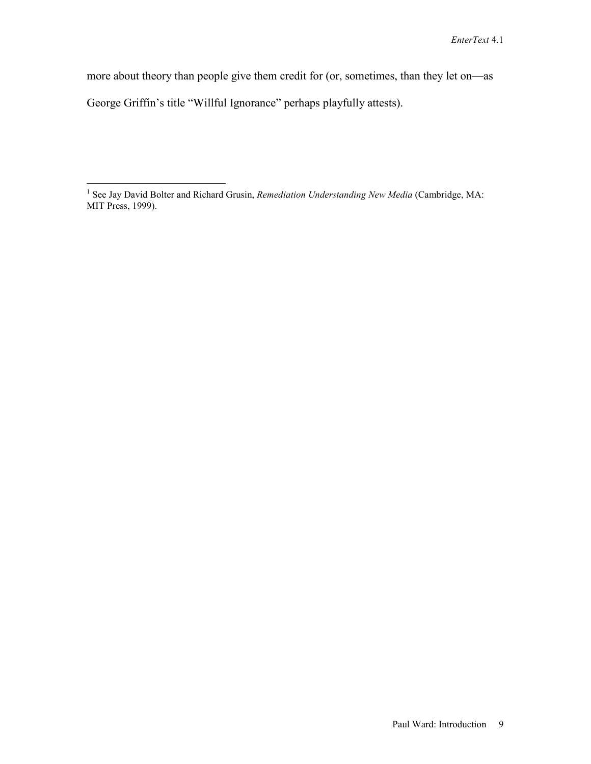more about theory than people give them credit for (or, sometimes, than they let on—as George Griffin's title "Willful Ignorance" perhaps playfully attests).

---

[1] See Jay David Bolter and Richard Grusin, *Remediation Understanding New Media* (Cambridge, MA: MIT Press, 1999).